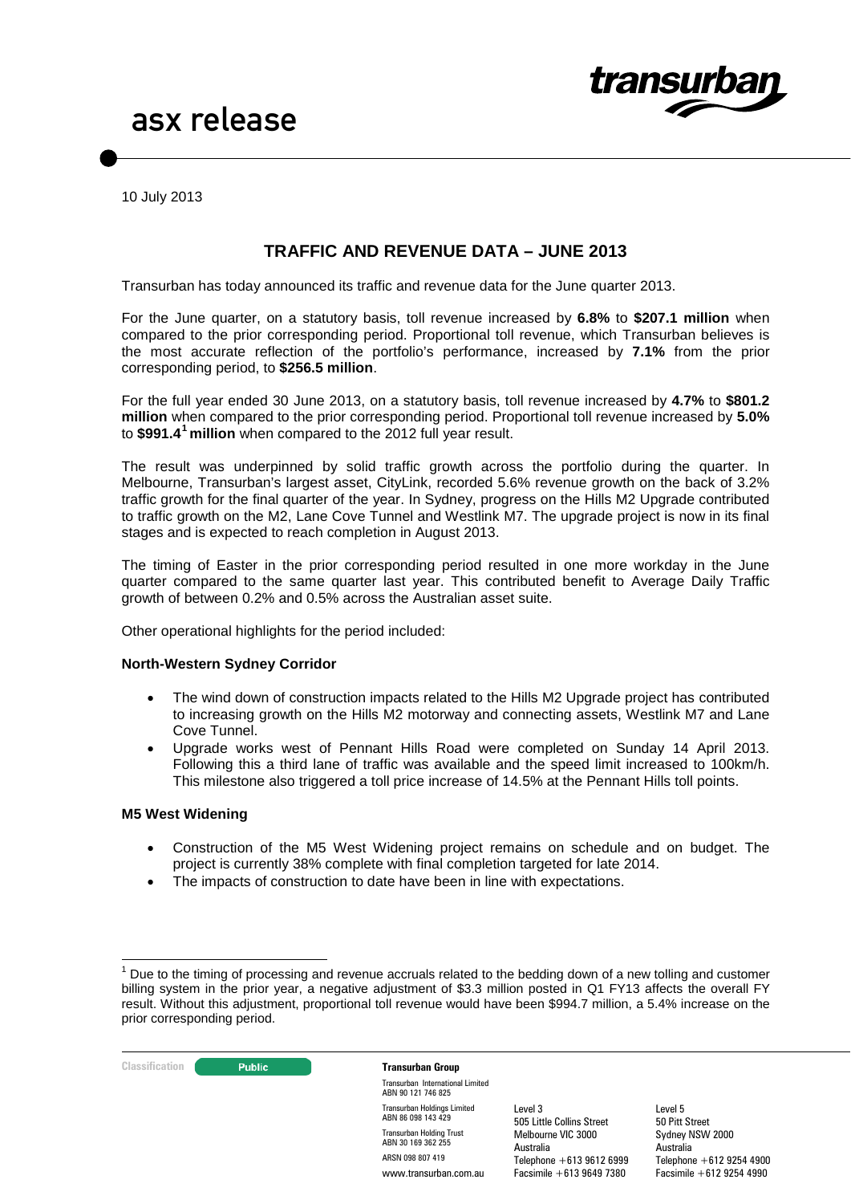asx release

10 July 2013

## TRAFFIC AND REVENUE DATA – JUNE 2013

Transurban has today announced its traffic and revenue data for the June quarter 2013.

For the June quarter, on a statutory basis, toll revenue increased by **6.8%** to **$207.1 million** when compared to the prior corresponding period. Proportional toll revenue, which Transurban believes is the most accurate reflection of the portfolio's performance, increased by **7.1%** from the prior corresponding period, to **$256.5 million**.

For the full year ended 30 June 2013, on a statutory basis, toll revenue increased by **4.7%** to **$801.2 million** when compared to the prior corresponding period. Proportional toll revenue increased by **5.0%** to **$991.4**[1] **million** when compared to the 2012 full year result.

The result was underpinned by solid traffic growth across the portfolio during the quarter. In Melbourne, Transurban's largest asset, CityLink, recorded 5.6% revenue growth on the back of 3.2% traffic growth for the final quarter of the year. In Sydney, progress on the Hills M2 Upgrade contributed to traffic growth on the M2, Lane Cove Tunnel and Westlink M7. The upgrade project is now in its final stages and is expected to reach completion in August 2013.

The timing of Easter in the prior corresponding period resulted in one more workday in the June quarter compared to the same quarter last year. This contributed benefit to Average Daily Traffic growth of between 0.2% and 0.5% across the Australian asset suite.

Other operational highlights for the period included:

**North-Western Sydney Corridor**

- The wind down of construction impacts related to the Hills M2 Upgrade project has contributed to increasing growth on the Hills M2 motorway and connecting assets, Westlink M7 and Lane Cove Tunnel.
- Upgrade works west of Pennant Hills Road were completed on Sunday 14 April 2013. Following this a third lane of traffic was available and the speed limit increased to 100km/h. This milestone also triggered a toll price increase of 14.5% at the Pennant Hills toll points.

**M5 West Widening**

- Construction of the M5 West Widening project remains on schedule and on budget. The project is currently 38% complete with final completion targeted for late 2014.
- The impacts of construction to date have been in line with expectations.

[1] Due to the timing of processing and revenue accruals related to the bedding down of a new tolling and customer billing system in the prior year, a negative adjustment of $3.3 million posted in Q1 FY13 affects the overall FY result. Without this adjustment, proportional toll revenue would have been $994.7 million, a 5.4% increase on the prior corresponding period.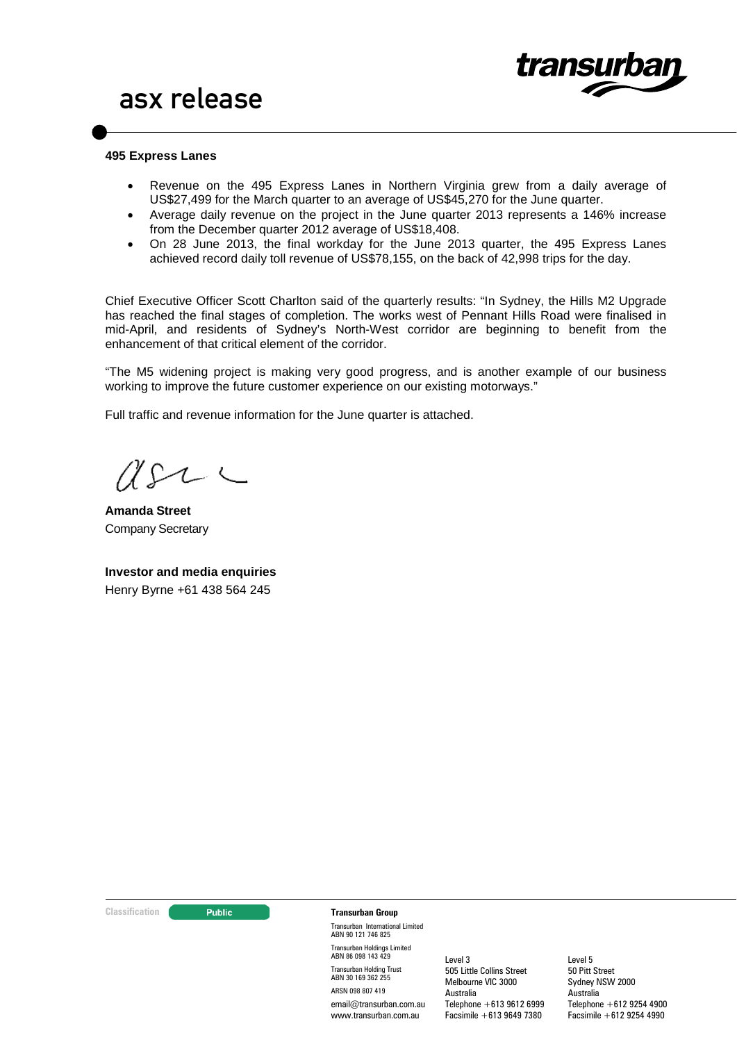**495 Express Lanes**

- Revenue on the 495 Express Lanes in Northern Virginia grew from a daily average of US$27,499 for the March quarter to an average of US$45,270 for the June quarter.
- Average daily revenue on the project in the June quarter 2013 represents a 146% increase from the December quarter 2012 average of US$18,408.
- On 28 June 2013, the final workday for the June 2013 quarter, the 495 Express Lanes achieved record daily toll revenue of US$78,155, on the back of 42,998 trips for the day.

Chief Executive Officer Scott Charlton said of the quarterly results: "In Sydney, the Hills M2 Upgrade has reached the final stages of completion. The works west of Pennant Hills Road were finalised in mid-April, and residents of Sydney's North-West corridor are beginning to benefit from the enhancement of that critical element of the corridor.

"The M5 widening project is making very good progress, and is another example of our business working to improve the future customer experience on our existing motorways."

Full traffic and revenue information for the June quarter is attached.

**Amanda Street**
Company Secretary

**Investor and media enquiries**
Henry Byrne +61 438 564 245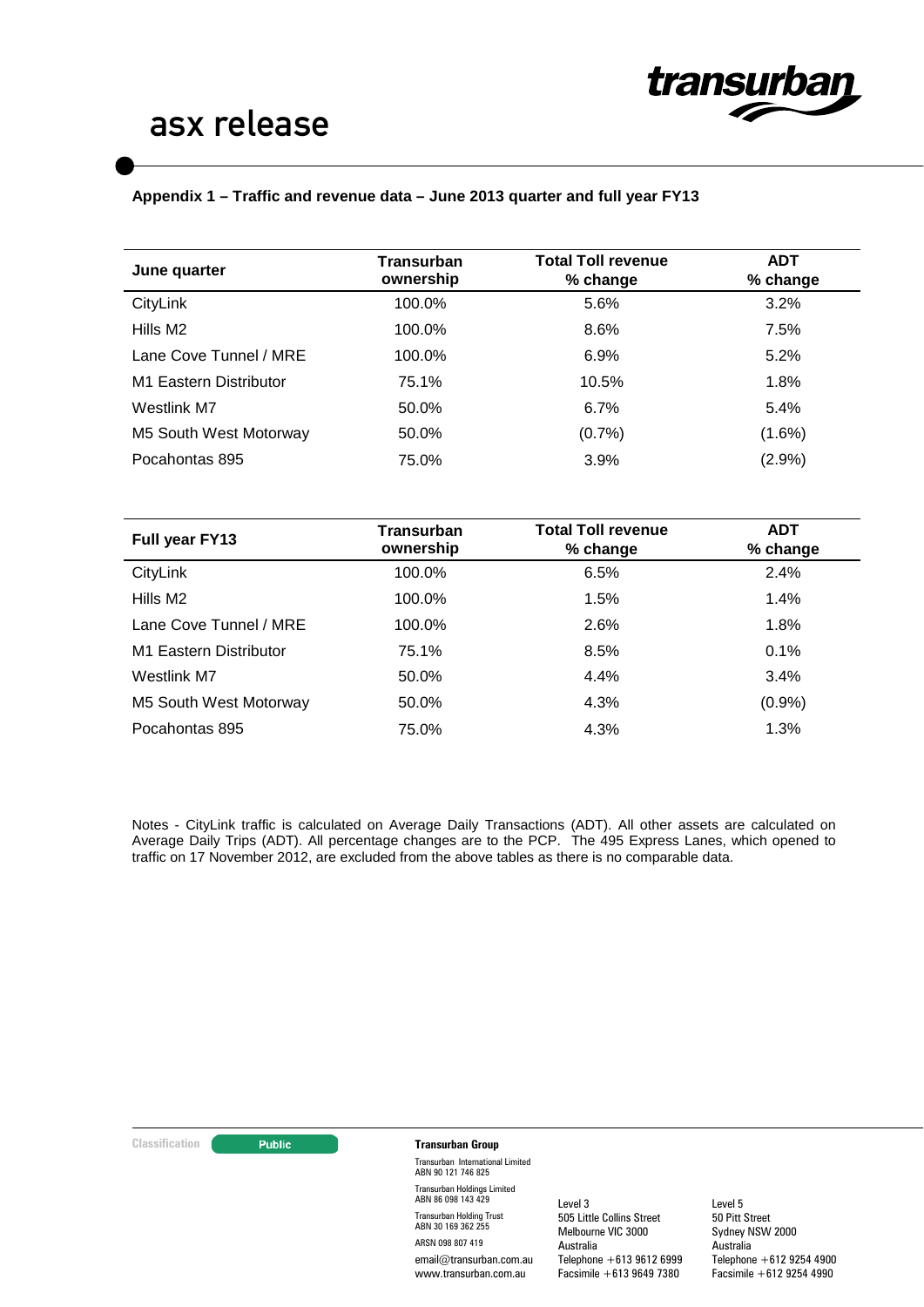**Appendix 1 – Traffic and revenue data – June 2013 quarter and full year FY13**

| June quarter | Transurban ownership | Total Toll revenue % change | ADT % change |
|---|---|---|---|
| CityLink | 100.0% | 5.6% | 3.2% |
| Hills M2 | 100.0% | 8.6% | 7.5% |
| Lane Cove Tunnel / MRE | 100.0% | 6.9% | 5.2% |
| M1 Eastern Distributor | 75.1% | 10.5% | 1.8% |
| Westlink M7 | 50.0% | 6.7% | 5.4% |
| M5 South West Motorway | 50.0% | (0.7%) | (1.6%) |
| Pocahontas 895 | 75.0% | 3.9% | (2.9%) |

| Full year FY13 | Transurban ownership | Total Toll revenue % change | ADT % change |
|---|---|---|---|
| CityLink | 100.0% | 6.5% | 2.4% |
| Hills M2 | 100.0% | 1.5% | 1.4% |
| Lane Cove Tunnel / MRE | 100.0% | 2.6% | 1.8% |
| M1 Eastern Distributor | 75.1% | 8.5% | 0.1% |
| Westlink M7 | 50.0% | 4.4% | 3.4% |
| M5 South West Motorway | 50.0% | 4.3% | (0.9%) |
| Pocahontas 895 | 75.0% | 4.3% | 1.3% |

Notes - CityLink traffic is calculated on Average Daily Transactions (ADT). All other assets are calculated on Average Daily Trips (ADT). All percentage changes are to the PCP. The 495 Express Lanes, which opened to traffic on 17 November 2012, are excluded from the above tables as there is no comparable data.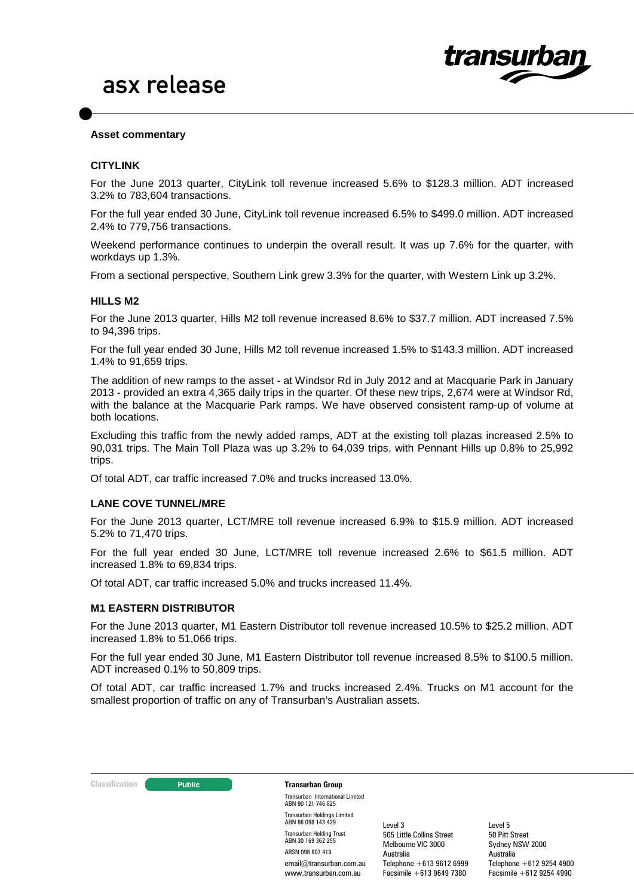## Asset commentary

### CITYLINK

For the June 2013 quarter, CityLink toll revenue increased 5.6% to $128.3 million. ADT increased 3.2% to 783,604 transactions.

For the full year ended 30 June, CityLink toll revenue increased 6.5% to $499.0 million. ADT increased 2.4% to 779,756 transactions.

Weekend performance continues to underpin the overall result. It was up 7.6% for the quarter, with workdays up 1.3%.

From a sectional perspective, Southern Link grew 3.3% for the quarter, with Western Link up 3.2%.

### HILLS M2

For the June 2013 quarter, Hills M2 toll revenue increased 8.6% to $37.7 million. ADT increased 7.5% to 94,396 trips.

For the full year ended 30 June, Hills M2 toll revenue increased 1.5% to $143.3 million. ADT increased 1.4% to 91,659 trips.

The addition of new ramps to the asset - at Windsor Rd in July 2012 and at Macquarie Park in January 2013 - provided an extra 4,365 daily trips in the quarter. Of these new trips, 2,674 were at Windsor Rd, with the balance at the Macquarie Park ramps. We have observed consistent ramp-up of volume at both locations.

Excluding this traffic from the newly added ramps, ADT at the existing toll plazas increased 2.5% to 90,031 trips. The Main Toll Plaza was up 3.2% to 64,039 trips, with Pennant Hills up 0.8% to 25,992 trips.

Of total ADT, car traffic increased 7.0% and trucks increased 13.0%.

### LANE COVE TUNNEL/MRE

For the June 2013 quarter, LCT/MRE toll revenue increased 6.9% to $15.9 million. ADT increased 5.2% to 71,470 trips.

For the full year ended 30 June, LCT/MRE toll revenue increased 2.6% to $61.5 million. ADT increased 1.8% to 69,834 trips.

Of total ADT, car traffic increased 5.0% and trucks increased 11.4%.

### M1 EASTERN DISTRIBUTOR

For the June 2013 quarter, M1 Eastern Distributor toll revenue increased 10.5% to $25.2 million. ADT increased 1.8% to 51,066 trips.

For the full year ended 30 June, M1 Eastern Distributor toll revenue increased 8.5% to $100.5 million. ADT increased 0.1% to 50,809 trips.

Of total ADT, car traffic increased 1.7% and trucks increased 2.4%. Trucks on M1 account for the smallest proportion of traffic on any of Transurban's Australian assets.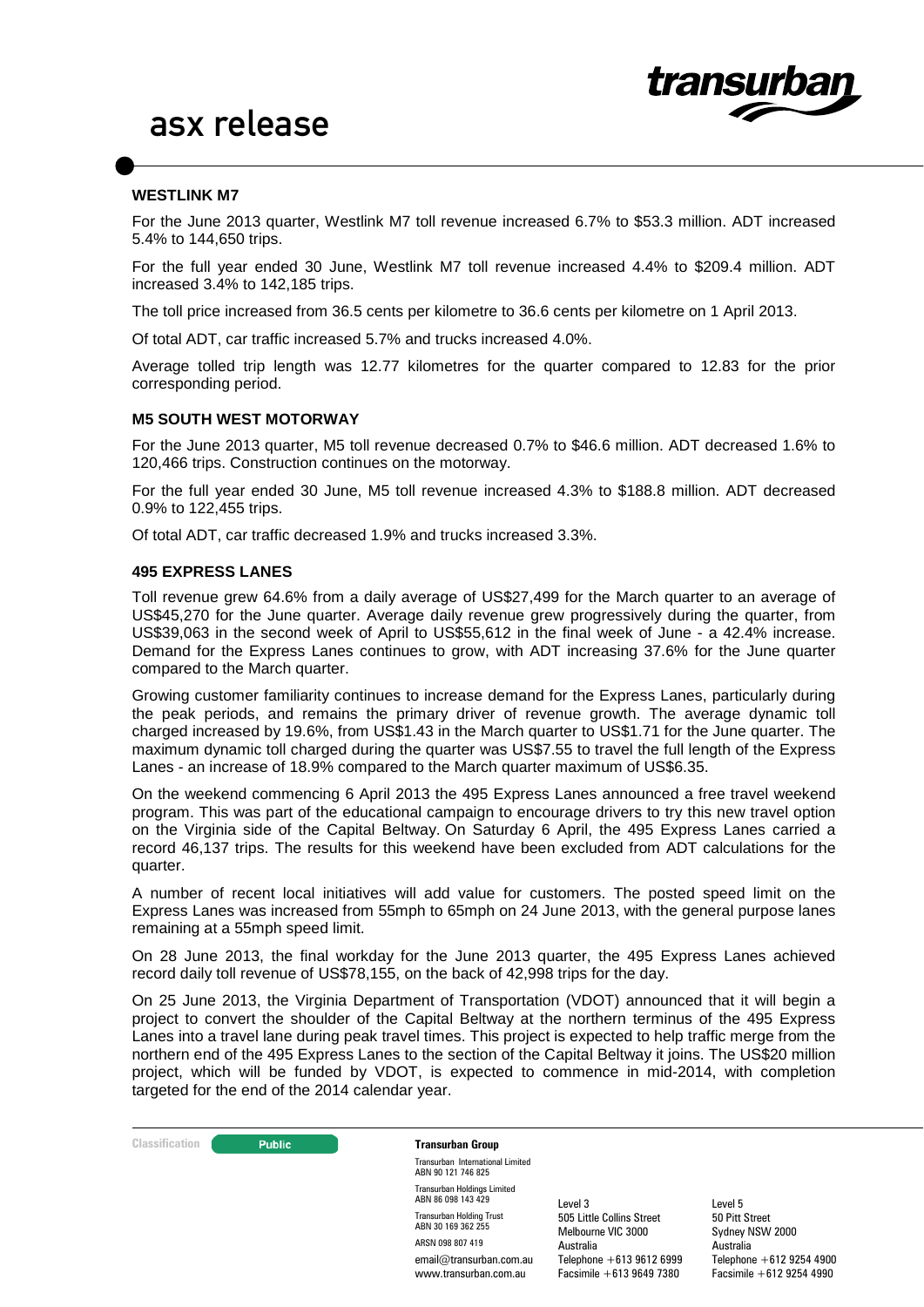### WESTLINK M7

For the June 2013 quarter, Westlink M7 toll revenue increased 6.7% to $53.3 million. ADT increased 5.4% to 144,650 trips.

For the full year ended 30 June, Westlink M7 toll revenue increased 4.4% to $209.4 million. ADT increased 3.4% to 142,185 trips.

The toll price increased from 36.5 cents per kilometre to 36.6 cents per kilometre on 1 April 2013.

Of total ADT, car traffic increased 5.7% and trucks increased 4.0%.

Average tolled trip length was 12.77 kilometres for the quarter compared to 12.83 for the prior corresponding period.

### M5 SOUTH WEST MOTORWAY

For the June 2013 quarter, M5 toll revenue decreased 0.7% to $46.6 million. ADT decreased 1.6% to 120,466 trips. Construction continues on the motorway.

For the full year ended 30 June, M5 toll revenue increased 4.3% to $188.8 million. ADT decreased 0.9% to 122,455 trips.

Of total ADT, car traffic decreased 1.9% and trucks increased 3.3%.

### 495 EXPRESS LANES

Toll revenue grew 64.6% from a daily average of US$27,499 for the March quarter to an average of US$45,270 for the June quarter. Average daily revenue grew progressively during the quarter, from US$39,063 in the second week of April to US$55,612 in the final week of June - a 42.4% increase. Demand for the Express Lanes continues to grow, with ADT increasing 37.6% for the June quarter compared to the March quarter.

Growing customer familiarity continues to increase demand for the Express Lanes, particularly during the peak periods, and remains the primary driver of revenue growth. The average dynamic toll charged increased by 19.6%, from US$1.43 in the March quarter to US$1.71 for the June quarter. The maximum dynamic toll charged during the quarter was US$7.55 to travel the full length of the Express Lanes - an increase of 18.9% compared to the March quarter maximum of US$6.35.

On the weekend commencing 6 April 2013 the 495 Express Lanes announced a free travel weekend program. This was part of the educational campaign to encourage drivers to try this new travel option on the Virginia side of the Capital Beltway. On Saturday 6 April, the 495 Express Lanes carried a record 46,137 trips. The results for this weekend have been excluded from ADT calculations for the quarter.

A number of recent local initiatives will add value for customers. The posted speed limit on the Express Lanes was increased from 55mph to 65mph on 24 June 2013, with the general purpose lanes remaining at a 55mph speed limit.

On 28 June 2013, the final workday for the June 2013 quarter, the 495 Express Lanes achieved record daily toll revenue of US$78,155, on the back of 42,998 trips for the day.

On 25 June 2013, the Virginia Department of Transportation (VDOT) announced that it will begin a project to convert the shoulder of the Capital Beltway at the northern terminus of the 495 Express Lanes into a travel lane during peak travel times. This project is expected to help traffic merge from the northern end of the 495 Express Lanes to the section of the Capital Beltway it joins. The US$20 million project, which will be funded by VDOT, is expected to commence in mid-2014, with completion targeted for the end of the 2014 calendar year.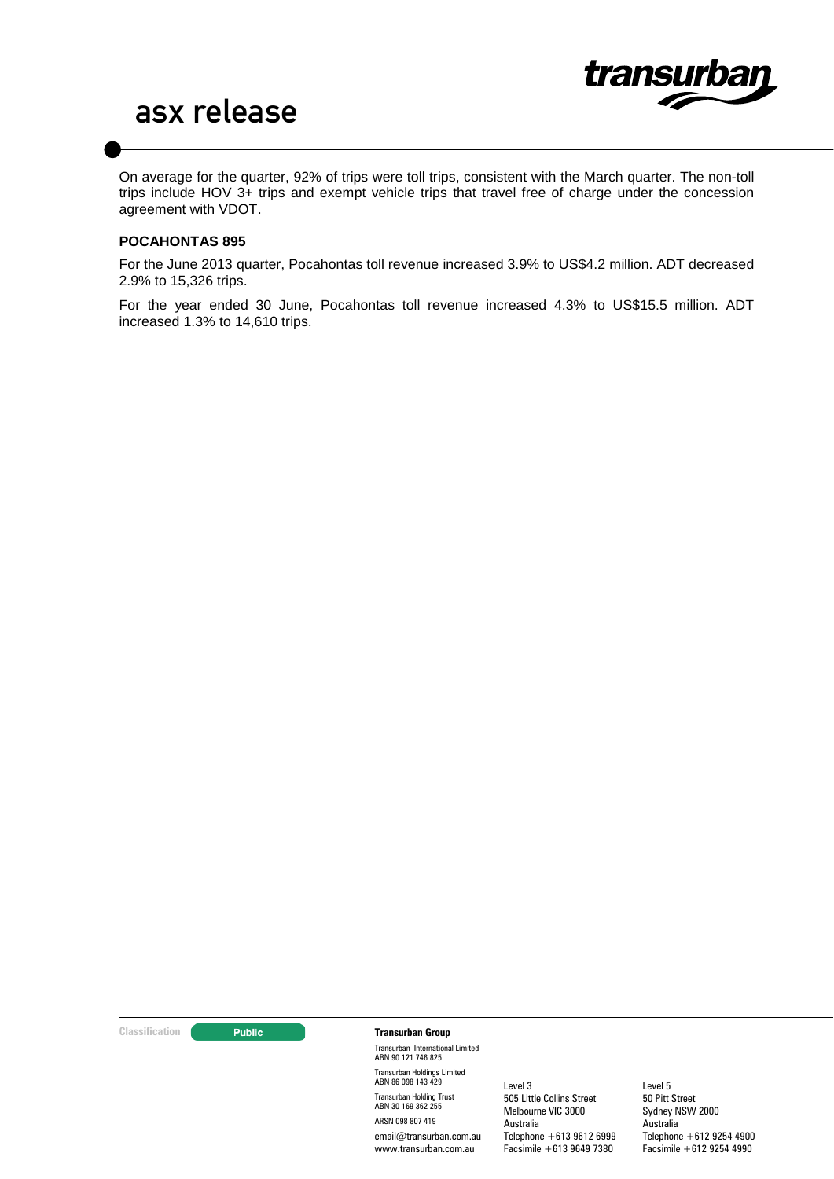On average for the quarter, 92% of trips were toll trips, consistent with the March quarter. The non-toll trips include HOV 3+ trips and exempt vehicle trips that travel free of charge under the concession agreement with VDOT.

**POCAHONTAS 895**

For the June 2013 quarter, Pocahontas toll revenue increased 3.9% to US$4.2 million. ADT decreased 2.9% to 15,326 trips.

For the year ended 30 June, Pocahontas toll revenue increased 4.3% to US$15.5 million. ADT increased 1.3% to 14,610 trips.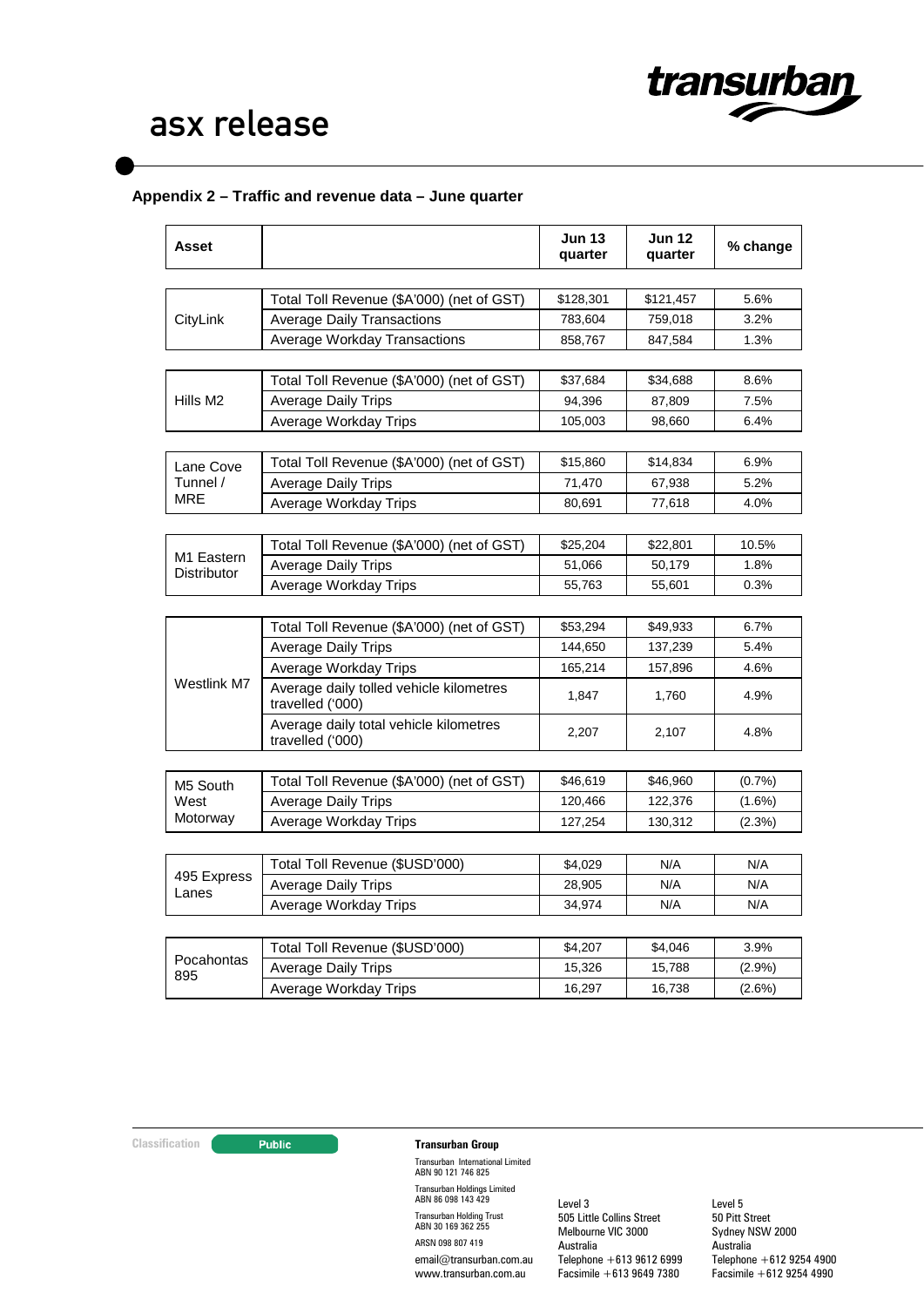# asx release

### Appendix 2 – Traffic and revenue data – June quarter

| Asset | | Jun 13 quarter | Jun 12 quarter | % change |
|---|---|---|---|---|
| CityLink | Total Toll Revenue ($A'000) (net of GST) | $128,301 | $121,457 | 5.6% |
| | Average Daily Transactions | 783,604 | 759,018 | 3.2% |
| | Average Workday Transactions | 858,767 | 847,584 | 1.3% |
| Hills M2 | Total Toll Revenue ($A'000) (net of GST) | $37,684 | $34,688 | 8.6% |
| | Average Daily Trips | 94,396 | 87,809 | 7.5% |
| | Average Workday Trips | 105,003 | 98,660 | 6.4% |
| Lane Cove Tunnel / MRE | Total Toll Revenue ($A'000) (net of GST) | $15,860 | $14,834 | 6.9% |
| | Average Daily Trips | 71,470 | 67,938 | 5.2% |
| | Average Workday Trips | 80,691 | 77,618 | 4.0% |
| M1 Eastern Distributor | Total Toll Revenue ($A'000) (net of GST) | $25,204 | $22,801 | 10.5% |
| | Average Daily Trips | 51,066 | 50,179 | 1.8% |
| | Average Workday Trips | 55,763 | 55,601 | 0.3% |
| Westlink M7 | Total Toll Revenue ($A'000) (net of GST) | $53,294 | $49,933 | 6.7% |
| | Average Daily Trips | 144,650 | 137,239 | 5.4% |
| | Average Workday Trips | 165,214 | 157,896 | 4.6% |
| | Average daily tolled vehicle kilometres travelled ('000) | 1,847 | 1,760 | 4.9% |
| | Average daily total vehicle kilometres travelled ('000) | 2,207 | 2,107 | 4.8% |
| M5 South West Motorway | Total Toll Revenue ($A'000) (net of GST) | $46,619 | $46,960 | (0.7%) |
| | Average Daily Trips | 120,466 | 122,376 | (1.6%) |
| | Average Workday Trips | 127,254 | 130,312 | (2.3%) |
| 495 Express Lanes | Total Toll Revenue ($USD'000) | $4,029 | N/A | N/A |
| | Average Daily Trips | 28,905 | N/A | N/A |
| | Average Workday Trips | 34,974 | N/A | N/A |
| Pocahontas 895 | Total Toll Revenue ($USD'000) | $4,207 | $4,046 | 3.9% |
| | Average Daily Trips | 15,326 | 15,788 | (2.9%) |
| | Average Workday Trips | 16,297 | 16,738 | (2.6%) |

Classification: Public

**Transurban Group**

Transurban International Limited ABN 90 121 746 825
Transurban Holdings Limited ABN 86 098 143 429
Transurban Holding Trust ABN 30 169 362 255
ARSN 098 807 419
email@transurban.com.au
www.transurban.com.au

Level 3
505 Little Collins Street
Melbourne VIC 3000
Australia
Telephone +613 9612 6999
Facsimile +613 9649 7380

Level 5
50 Pitt Street
Sydney NSW 2000
Australia
Telephone +612 9254 4900
Facsimile +612 9254 4990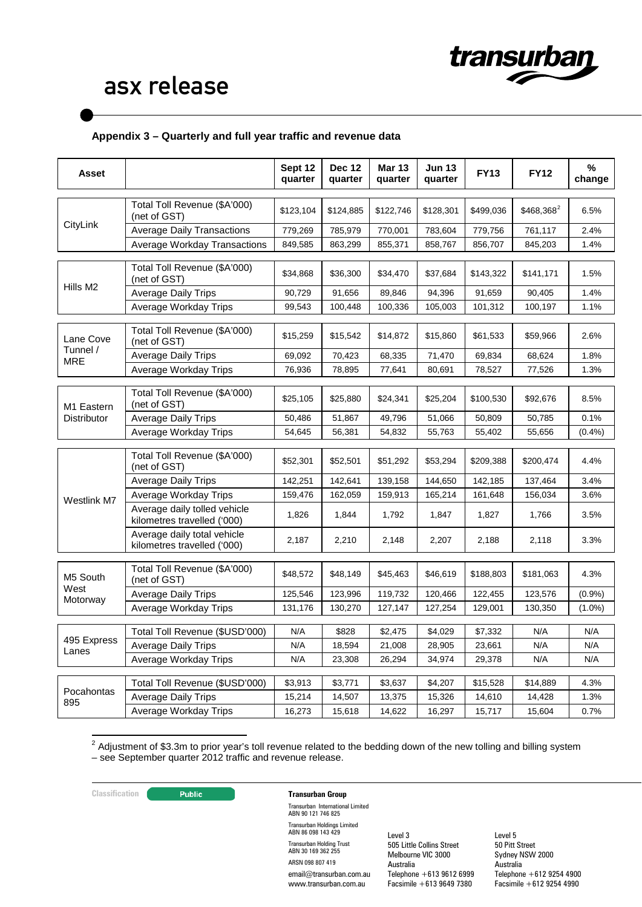## Appendix 3 – Quarterly and full year traffic and revenue data

| Asset | | Sept 12 quarter | Dec 12 quarter | Mar 13 quarter | Jun 13 quarter | FY13 | FY12 | % change |
|---|---|---|---|---|---|---|---|---|
| CityLink | Total Toll Revenue ($A'000) (net of GST) | $123,104 | $124,885 | $122,746 | $128,301 | $499,036 | $468,368[2] | 6.5% |
| | Average Daily Transactions | 779,269 | 785,979 | 770,001 | 783,604 | 779,756 | 761,117 | 2.4% |
| | Average Workday Transactions | 849,585 | 863,299 | 855,371 | 858,767 | 856,707 | 845,203 | 1.4% |
| Hills M2 | Total Toll Revenue ($A'000) (net of GST) | $34,868 | $36,300 | $34,470 | $37,684 | $143,322 | $141,171 | 1.5% |
| | Average Daily Trips | 90,729 | 91,656 | 89,846 | 94,396 | 91,659 | 90,405 | 1.4% |
| | Average Workday Trips | 99,543 | 100,448 | 100,336 | 105,003 | 101,312 | 100,197 | 1.1% |
| Lane Cove Tunnel / MRE | Total Toll Revenue ($A'000) (net of GST) | $15,259 | $15,542 | $14,872 | $15,860 | $61,533 | $59,966 | 2.6% |
| | Average Daily Trips | 69,092 | 70,423 | 68,335 | 71,470 | 69,834 | 68,624 | 1.8% |
| | Average Workday Trips | 76,936 | 78,895 | 77,641 | 80,691 | 78,527 | 77,526 | 1.3% |
| M1 Eastern Distributor | Total Toll Revenue ($A'000) (net of GST) | $25,105 | $25,880 | $24,341 | $25,204 | $100,530 | $92,676 | 8.5% |
| | Average Daily Trips | 50,486 | 51,867 | 49,796 | 51,066 | 50,809 | 50,785 | 0.1% |
| | Average Workday Trips | 54,645 | 56,381 | 54,832 | 55,763 | 55,402 | 55,656 | (0.4%) |
| Westlink M7 | Total Toll Revenue ($A'000) (net of GST) | $52,301 | $52,501 | $51,292 | $53,294 | $209,388 | $200,474 | 4.4% |
| | Average Daily Trips | 142,251 | 142,641 | 139,158 | 144,650 | 142,185 | 137,464 | 3.4% |
| | Average Workday Trips | 159,476 | 162,059 | 159,913 | 165,214 | 161,648 | 156,034 | 3.6% |
| | Average daily tolled vehicle kilometres travelled ('000) | 1,826 | 1,844 | 1,792 | 1,847 | 1,827 | 1,766 | 3.5% |
| | Average daily total vehicle kilometres travelled ('000) | 2,187 | 2,210 | 2,148 | 2,207 | 2,188 | 2,118 | 3.3% |
| M5 South West Motorway | Total Toll Revenue ($A'000) (net of GST) | $48,572 | $48,149 | $45,463 | $46,619 | $188,803 | $181,063 | 4.3% |
| | Average Daily Trips | 125,546 | 123,996 | 119,732 | 120,466 | 122,455 | 123,576 | (0.9%) |
| | Average Workday Trips | 131,176 | 130,270 | 127,147 | 127,254 | 129,001 | 130,350 | (1.0%) |
| 495 Express Lanes | Total Toll Revenue ($USD'000) | N/A | $828 | $2,475 | $4,029 | $7,332 | N/A | N/A |
| | Average Daily Trips | N/A | 18,594 | 21,008 | 28,905 | 23,661 | N/A | N/A |
| | Average Workday Trips | N/A | 23,308 | 26,294 | 34,974 | 29,378 | N/A | N/A |
| Pocahontas 895 | Total Toll Revenue ($USD'000) | $3,913 | $3,771 | $3,637 | $4,207 | $15,528 | $14,889 | 4.3% |
| | Average Daily Trips | 15,214 | 14,507 | 13,375 | 15,326 | 14,610 | 14,428 | 1.3% |
| | Average Workday Trips | 16,273 | 15,618 | 14,622 | 16,297 | 15,717 | 15,604 | 0.7% |

[2] Adjustment of $3.3m to prior year's toll revenue related to the bedding down of the new tolling and billing system – see September quarter 2012 traffic and revenue release.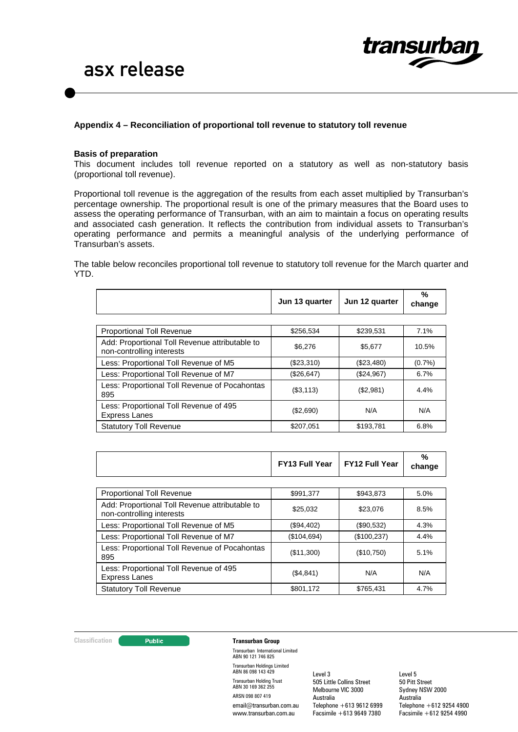## Appendix 4 – Reconciliation of proportional toll revenue to statutory toll revenue

**Basis of preparation**

This document includes toll revenue reported on a statutory as well as non-statutory basis (proportional toll revenue).

Proportional toll revenue is the aggregation of the results from each asset multiplied by Transurban's percentage ownership. The proportional result is one of the primary measures that the Board uses to assess the operating performance of Transurban, with an aim to maintain a focus on operating results and associated cash generation. It reflects the contribution from individual assets to Transurban's operating performance and permits a meaningful analysis of the underlying performance of Transurban's assets.

The table below reconciles proportional toll revenue to statutory toll revenue for the March quarter and YTD.

| | Jun 13 quarter | Jun 12 quarter | % change |
|---|---|---|---|
| Proportional Toll Revenue | $256,534 | $239,531 | 7.1% |
| Add: Proportional Toll Revenue attributable to non-controlling interests | $6,276 | $5,677 | 10.5% |
| Less: Proportional Toll Revenue of M5 | ($23,310) | ($23,480) | (0.7%) |
| Less: Proportional Toll Revenue of M7 | ($26,647) | ($24,967) | 6.7% |
| Less: Proportional Toll Revenue of Pocahontas 895 | ($3,113) | ($2,981) | 4.4% |
| Less: Proportional Toll Revenue of 495 Express Lanes | ($2,690) | N/A | N/A |
| Statutory Toll Revenue | $207,051 | $193,781 | 6.8% |

| | FY13 Full Year | FY12 Full Year | % change |
|---|---|---|---|
| Proportional Toll Revenue | $991,377 | $943,873 | 5.0% |
| Add: Proportional Toll Revenue attributable to non-controlling interests | $25,032 | $23,076 | 8.5% |
| Less: Proportional Toll Revenue of M5 | ($94,402) | ($90,532) | 4.3% |
| Less: Proportional Toll Revenue of M7 | ($104,694) | ($100,237) | 4.4% |
| Less: Proportional Toll Revenue of Pocahontas 895 | ($11,300) | ($10,750) | 5.1% |
| Less: Proportional Toll Revenue of 495 Express Lanes | ($4,841) | N/A | N/A |
| Statutory Toll Revenue | $801,172 | $765,431 | 4.7% |